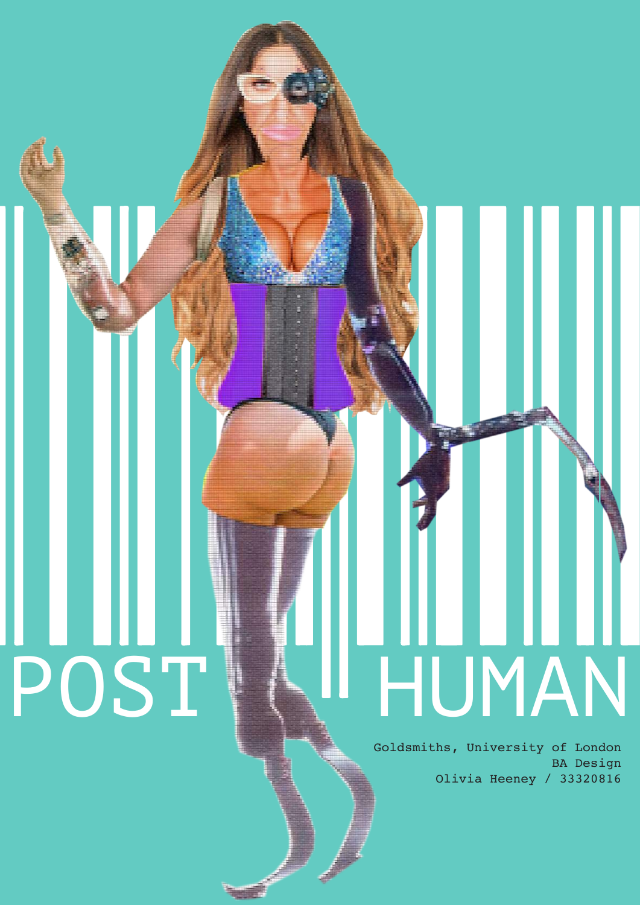# POST HUMAN

Goldsmiths, University of London
BA Design
Olivia Heeney / 33320816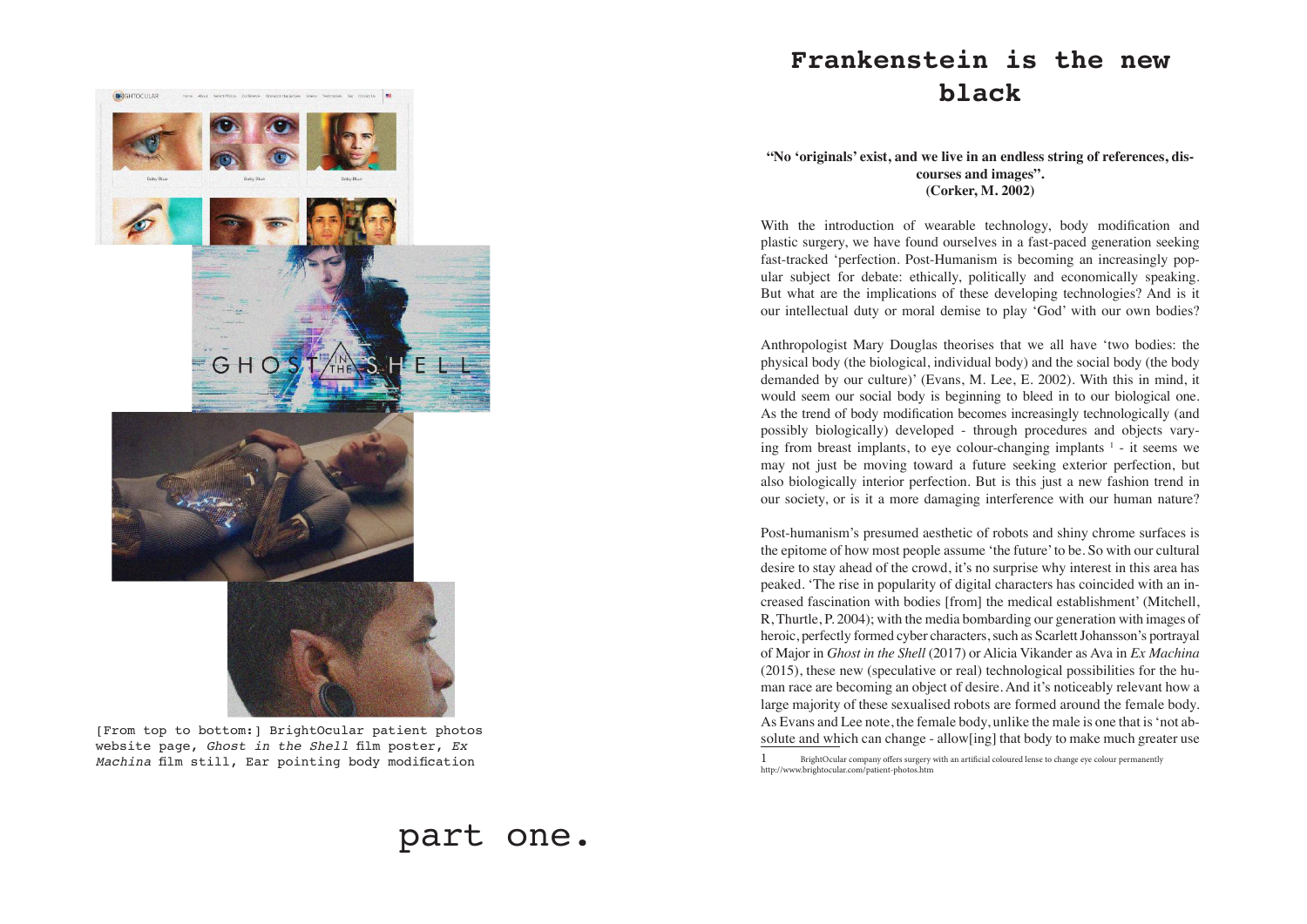# Frankenstein is the new black

**"No 'originals' exist, and we live in an endless string of references, discourses and images".**
**(Corker, M. 2002)**

With the introduction of wearable technology, body modification and plastic surgery, we have found ourselves in a fast-paced generation seeking fast-tracked 'perfection. Post-Humanism is becoming an increasingly popular subject for debate: ethically, politically and economically speaking. But what are the implications of these developing technologies? And is it our intellectual duty or moral demise to play 'God' with our own bodies?

Anthropologist Mary Douglas theorises that we all have 'two bodies: the physical body (the biological, individual body) and the social body (the body demanded by our culture)' (Evans, M. Lee, E. 2002). With this in mind, it would seem our social body is beginning to bleed in to our biological one. As the trend of body modification becomes increasingly technologically (and possibly biologically) developed - through procedures and objects varying from breast implants, to eye colour-changing implants [1] - it seems we may not just be moving toward a future seeking exterior perfection, but also biologically interior perfection. But is this just a new fashion trend in our society, or is it a more damaging interference with our human nature?

Post-humanism's presumed aesthetic of robots and shiny chrome surfaces is the epitome of how most people assume 'the future' to be. So with our cultural desire to stay ahead of the crowd, it's no surprise why interest in this area has peaked. 'The rise in popularity of digital characters has coincided with an increased fascination with bodies [from] the medical establishment' (Mitchell, R, Thurtle, P. 2004); with the media bombarding our generation with images of heroic, perfectly formed cyber characters, such as Scarlett Johansson's portrayal of Major in *Ghost in the Shell* (2017) or Alicia Vikander as Ava in *Ex Machina* (2015), these new (speculative or real) technological possibilities for the human race are becoming an object of desire. And it's noticeably relevant how a large majority of these sexualised robots are formed around the female body. As Evans and Lee note, the female body, unlike the male is one that is 'not absolute and which can change - allow[ing] that body to make much greater use

1 BrightOcular company offers surgery with an artificial coloured lense to change eye colour permanently http://www.brightocular.com/patient-photos.htm

[From top to bottom:] BrightOcular patient photos website page, *Ghost in the Shell* film poster, *Ex Machina* film still, Ear pointing body modification

part one.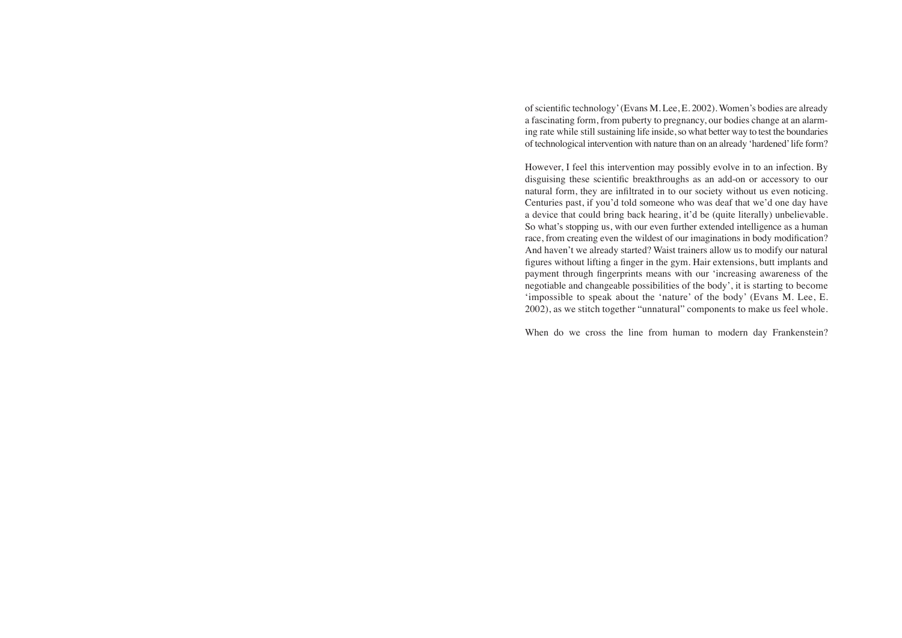of scientific technology' (Evans M. Lee, E. 2002). Women's bodies are already a fascinating form, from puberty to pregnancy, our bodies change at an alarming rate while still sustaining life inside, so what better way to test the boundaries of technological intervention with nature than on an already 'hardened' life form?

However, I feel this intervention may possibly evolve in to an infection. By disguising these scientific breakthroughs as an add-on or accessory to our natural form, they are infiltrated in to our society without us even noticing. Centuries past, if you'd told someone who was deaf that we'd one day have a device that could bring back hearing, it'd be (quite literally) unbelievable. So what's stopping us, with our even further extended intelligence as a human race, from creating even the wildest of our imaginations in body modification? And haven't we already started? Waist trainers allow us to modify our natural figures without lifting a finger in the gym. Hair extensions, butt implants and payment through fingerprints means with our 'increasing awareness of the negotiable and changeable possibilities of the body', it is starting to become 'impossible to speak about the 'nature' of the body' (Evans M. Lee, E. 2002), as we stitch together "unnatural" components to make us feel whole.

When do we cross the line from human to modern day Frankenstein?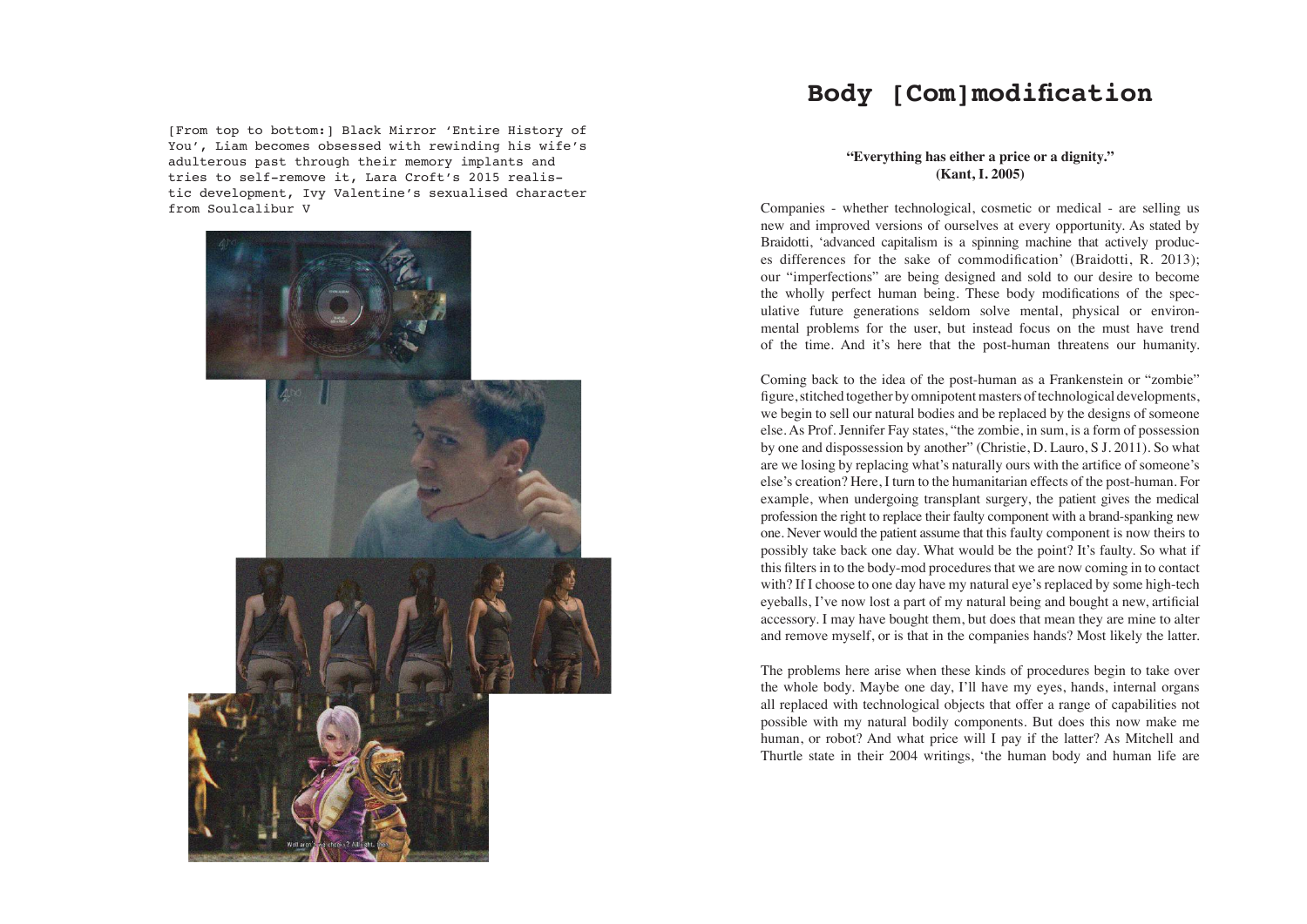[From top to bottom:] Black Mirror 'Entire History of You', Liam becomes obsessed with rewinding his wife's adulterous past through their memory implants and tries to self-remove it, Lara Croft's 2015 realistic development, Ivy Valentine's sexualised character from Soulcalibur V

# Body [Com]modification

**"Everything has either a price or a dignity." (Kant, I. 2005)**

Companies - whether technological, cosmetic or medical - are selling us new and improved versions of ourselves at every opportunity. As stated by Braidotti, 'advanced capitalism is a spinning machine that actively produces differences for the sake of commodification' (Braidotti, R. 2013); our "imperfections" are being designed and sold to our desire to become the wholly perfect human being. These body modifications of the speculative future generations seldom solve mental, physical or environmental problems for the user, but instead focus on the must have trend of the time. And it's here that the post-human threatens our humanity.

Coming back to the idea of the post-human as a Frankenstein or "zombie" figure, stitched together by omnipotent masters of technological developments, we begin to sell our natural bodies and be replaced by the designs of someone else. As Prof. Jennifer Fay states, "the zombie, in sum, is a form of possession by one and dispossession by another" (Christie, D. Lauro, S J. 2011). So what are we losing by replacing what's naturally ours with the artifice of someone's else's creation? Here, I turn to the humanitarian effects of the post-human. For example, when undergoing transplant surgery, the patient gives the medical profession the right to replace their faulty component with a brand-spanking new one. Never would the patient assume that this faulty component is now theirs to possibly take back one day. What would be the point? It's faulty. So what if this filters in to the body-mod procedures that we are now coming in to contact with? If I choose to one day have my natural eye's replaced by some high-tech eyeballs, I've now lost a part of my natural being and bought a new, artificial accessory. I may have bought them, but does that mean they are mine to alter and remove myself, or is that in the companies hands? Most likely the latter.

The problems here arise when these kinds of procedures begin to take over the whole body. Maybe one day, I'll have my eyes, hands, internal organs all replaced with technological objects that offer a range of capabilities not possible with my natural bodily components. But does this now make me human, or robot? And what price will I pay if the latter? As Mitchell and Thurtle state in their 2004 writings, 'the human body and human life are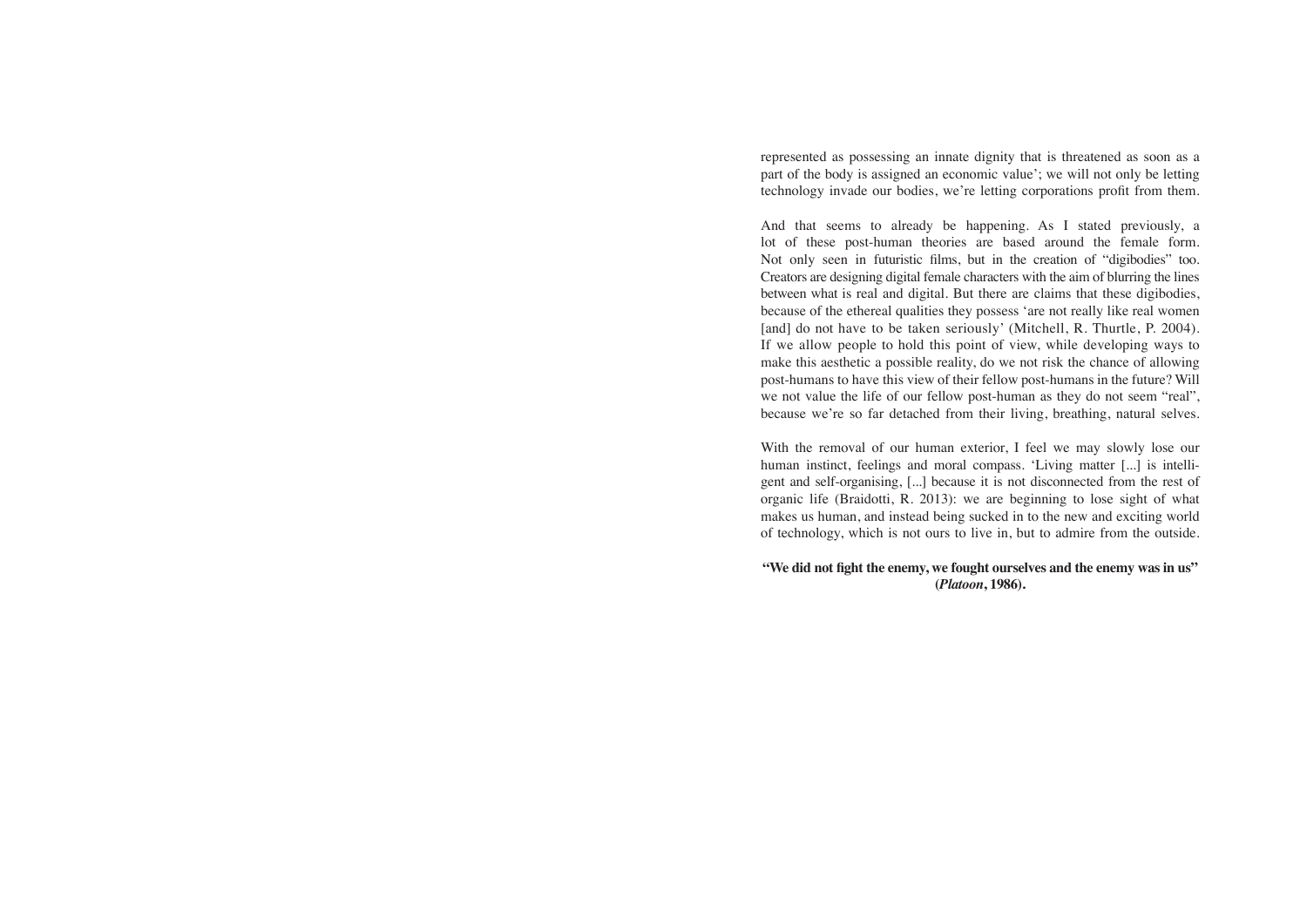represented as possessing an innate dignity that is threatened as soon as a part of the body is assigned an economic value'; we will not only be letting technology invade our bodies, we're letting corporations profit from them.

And that seems to already be happening. As I stated previously, a lot of these post-human theories are based around the female form. Not only seen in futuristic films, but in the creation of "digibodies" too. Creators are designing digital female characters with the aim of blurring the lines between what is real and digital. But there are claims that these digibodies, because of the ethereal qualities they possess 'are not really like real women [and] do not have to be taken seriously' (Mitchell, R. Thurtle, P. 2004). If we allow people to hold this point of view, while developing ways to make this aesthetic a possible reality, do we not risk the chance of allowing post-humans to have this view of their fellow post-humans in the future? Will we not value the life of our fellow post-human as they do not seem "real", because we're so far detached from their living, breathing, natural selves.

With the removal of our human exterior, I feel we may slowly lose our human instinct, feelings and moral compass. 'Living matter [...] is intelligent and self-organising, [...] because it is not disconnected from the rest of organic life (Braidotti, R. 2013): we are beginning to lose sight of what makes us human, and instead being sucked in to the new and exciting world of technology, which is not ours to live in, but to admire from the outside.

**"We did not fight the enemy, we fought ourselves and the enemy was in us" (*Platoon*, 1986).**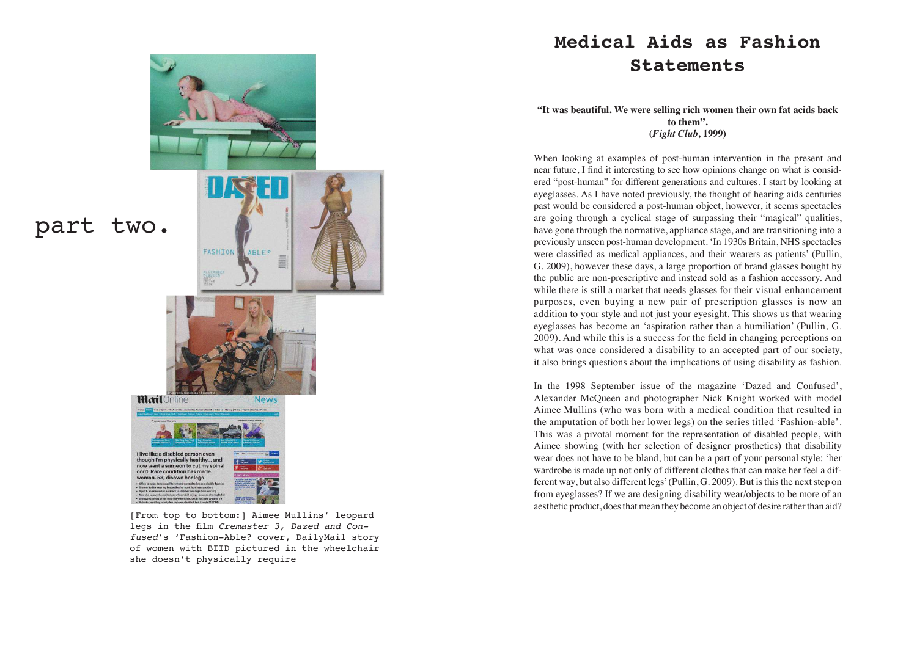part two.

[From top to bottom:] Aimee Mullins' leopard legs in the film *Cremaster 3*, *Dazed and Confused*'s 'Fashion-Able? cover, DailyMail story of women with BIID pictured in the wheelchair she doesn't physically require

# Medical Aids as Fashion Statements

**"It was beautiful. We were selling rich women their own fat acids back to them".**
**(*Fight Club*, 1999)**

When looking at examples of post-human intervention in the present and near future, I find it interesting to see how opinions change on what is considered "post-human" for different generations and cultures. I start by looking at eyeglasses. As I have noted previously, the thought of hearing aids centuries past would be considered a post-human object, however, it seems spectacles are going through a cyclical stage of surpassing their "magical" qualities, have gone through the normative, appliance stage, and are transitioning into a previously unseen post-human development. 'In 1930s Britain, NHS spectacles were classified as medical appliances, and their wearers as patients' (Pullin, G. 2009), however these days, a large proportion of brand glasses bought by the public are non-prescriptive and instead sold as a fashion accessory. And while there is still a market that needs glasses for their visual enhancement purposes, even buying a new pair of prescription glasses is now an addition to your style and not just your eyesight. This shows us that wearing eyeglasses has become an 'aspiration rather than a humiliation' (Pullin, G. 2009). And while this is a success for the field in changing perceptions on what was once considered a disability to an accepted part of our society, it also brings questions about the implications of using disability as fashion.

In the 1998 September issue of the magazine 'Dazed and Confused', Alexander McQueen and photographer Nick Knight worked with model Aimee Mullins (who was born with a medical condition that resulted in the amputation of both her lower legs) on the series titled 'Fashion-able'. This was a pivotal moment for the representation of disabled people, with Aimee showing (with her selection of designer prosthetics) that disability wear does not have to be bland, but can be a part of your personal style: 'her wardrobe is made up not only of different clothes that can make her feel a different way, but also different legs' (Pullin, G. 2009). But is this the next step on from eyeglasses? If we are designing disability wear/objects to be more of an aesthetic product, does that mean they become an object of desire rather than aid?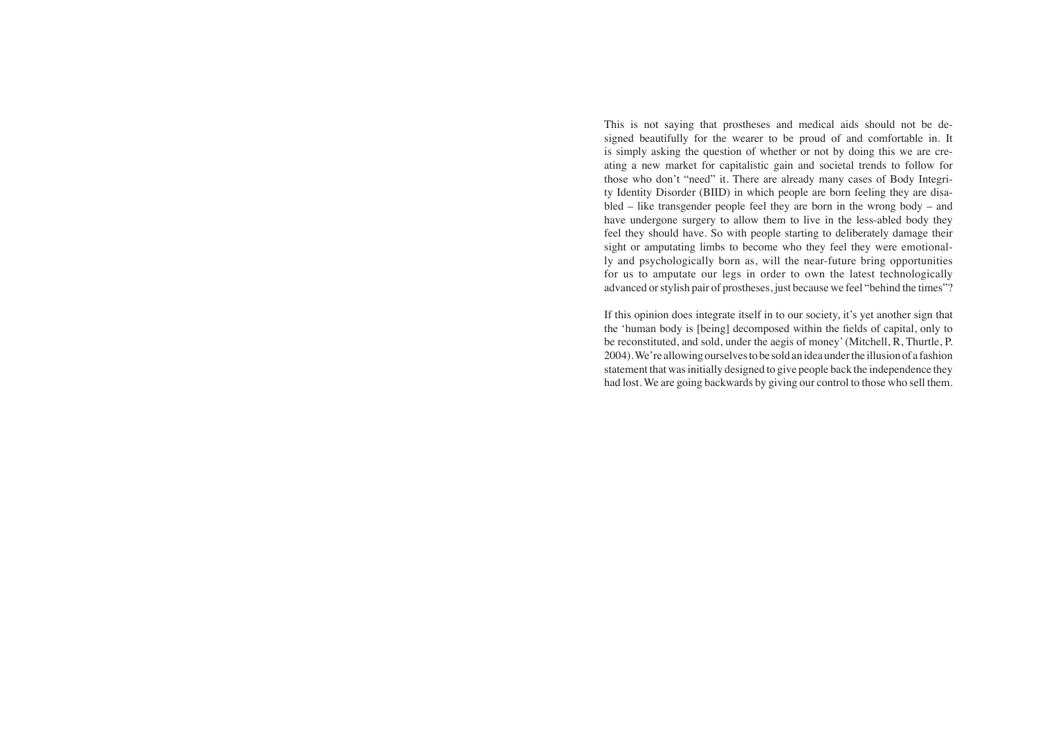This is not saying that prostheses and medical aids should not be designed beautifully for the wearer to be proud of and comfortable in. It is simply asking the question of whether or not by doing this we are creating a new market for capitalistic gain and societal trends to follow for those who don't "need" it. There are already many cases of Body Integrity Identity Disorder (BIID) in which people are born feeling they are disabled – like transgender people feel they are born in the wrong body – and have undergone surgery to allow them to live in the less-abled body they feel they should have. So with people starting to deliberately damage their sight or amputating limbs to become who they feel they were emotionally and psychologically born as, will the near-future bring opportunities for us to amputate our legs in order to own the latest technologically advanced or stylish pair of prostheses, just because we feel "behind the times"?

If this opinion does integrate itself in to our society, it's yet another sign that the 'human body is [being] decomposed within the fields of capital, only to be reconstituted, and sold, under the aegis of money' (Mitchell, R, Thurtle, P. 2004). We're allowing ourselves to be sold an idea under the illusion of a fashion statement that was initially designed to give people back the independence they had lost. We are going backwards by giving our control to those who sell them.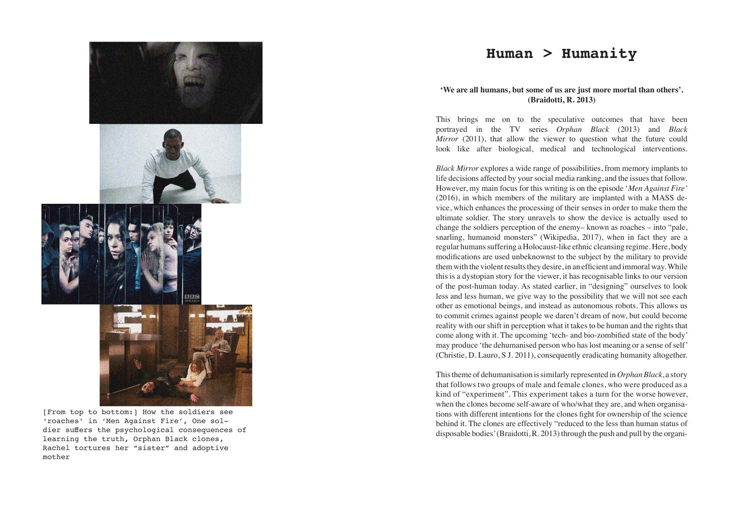[From top to bottom:] How the soldiers see 'roaches' in 'Men Against Fire', One soldier suffers the psychological consequences of learning the truth, Orphan Black clones, Rachel tortures her "sister" and adoptive mother

# Human > Humanity

**'We are all humans, but some of us are just more mortal than others'. (Braidotti, R. 2013)**

This brings me on to the speculative outcomes that have been portrayed in the TV series *Orphan Black* (2013) and *Black Mirror* (2011), that allow the viewer to question what the future could look like after biological, medical and technological interventions.

*Black Mirror* explores a wide range of possibilities, from memory implants to life decisions affected by your social media ranking, and the issues that follow. However, my main focus for this writing is on the episode '*Men Against Fire'* (2016), in which members of the military are implanted with a MASS device, which enhances the processing of their senses in order to make them the ultimate soldier. The story unravels to show the device is actually used to change the soldiers perception of the enemy– known as roaches – into "pale, snarling, humanoid monsters" (Wikipedia, 2017), when in fact they are a regular humans suffering a Holocaust-like ethnic cleansing regime. Here, body modifications are used unbeknownst to the subject by the military to provide them with the violent results they desire, in an efficient and immoral way. While this is a dystopian story for the viewer, it has recognisable links to our version of the post-human today. As stated earlier, in "designing" ourselves to look less and less human, we give way to the possibility that we will not see each other as emotional beings, and instead as autonomous robots. This allows us to commit crimes against people we daren't dream of now, but could become reality with our shift in perception what it takes to be human and the rights that come along with it. The upcoming 'tech- and bio-zombified state of the body' may produce 'the dehumanised person who has lost meaning or a sense of self' (Christie, D. Lauro, S J. 2011), consequently eradicating humanity altogether.

This theme of dehumanisation is similarly represented in *Orphan Black*, a story that follows two groups of male and female clones, who were produced as a kind of "experiment". This experiment takes a turn for the worse however, when the clones become self-aware of who/what they are, and when organisations with different intentions for the clones fight for ownership of the science behind it. The clones are effectively "reduced to the less than human status of disposable bodies' (Braidotti, R. 2013) through the push and pull by the organi-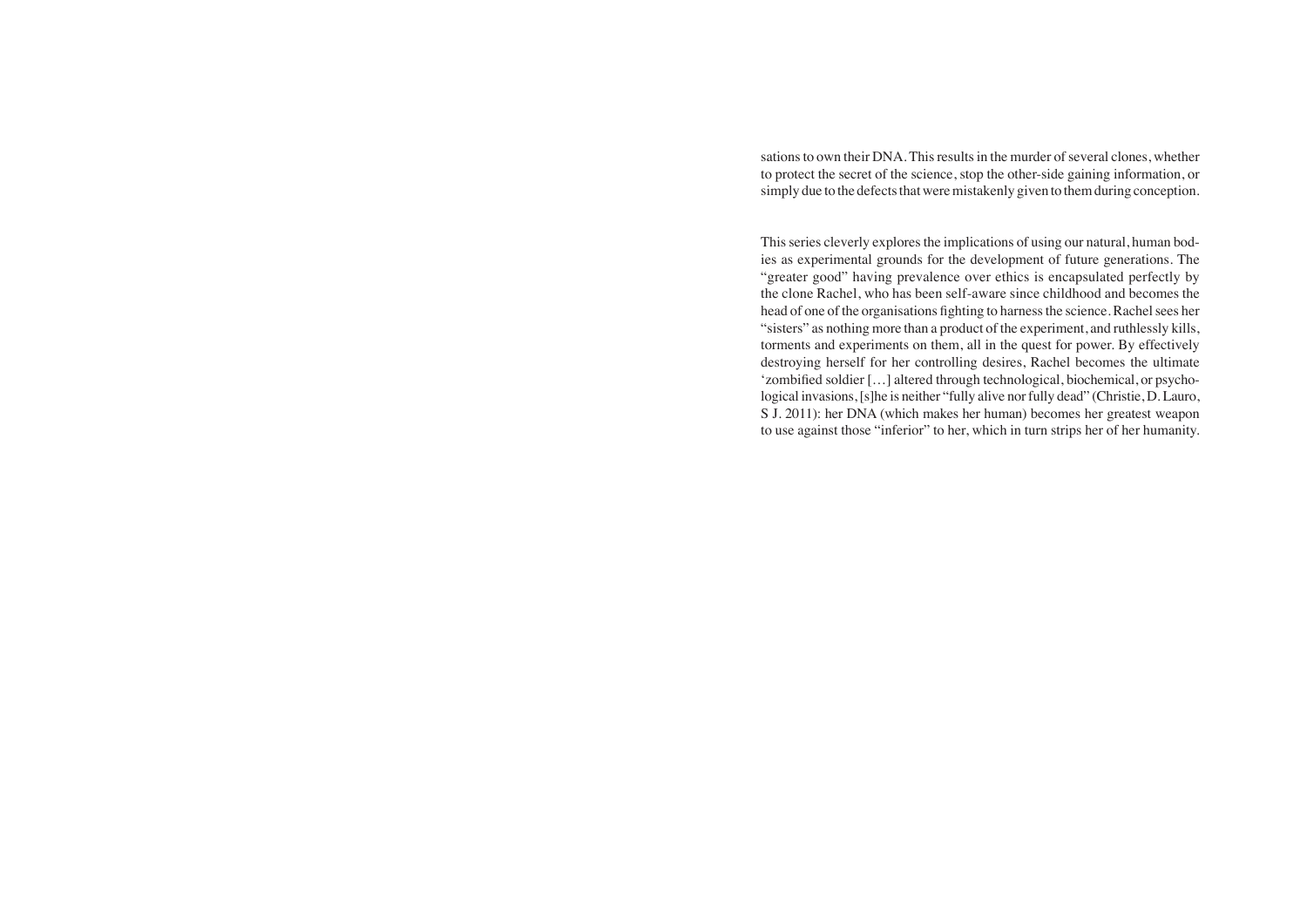sations to own their DNA. This results in the murder of several clones, whether to protect the secret of the science, stop the other-side gaining information, or simply due to the defects that were mistakenly given to them during conception.

This series cleverly explores the implications of using our natural, human bodies as experimental grounds for the development of future generations. The "greater good" having prevalence over ethics is encapsulated perfectly by the clone Rachel, who has been self-aware since childhood and becomes the head of one of the organisations fighting to harness the science. Rachel sees her "sisters" as nothing more than a product of the experiment, and ruthlessly kills, torments and experiments on them, all in the quest for power. By effectively destroying herself for her controlling desires, Rachel becomes the ultimate 'zombified soldier [...] altered through technological, biochemical, or psychological invasions, [s]he is neither "fully alive nor fully dead" (Christie, D. Lauro, S J. 2011): her DNA (which makes her human) becomes her greatest weapon to use against those "inferior" to her, which in turn strips her of her humanity.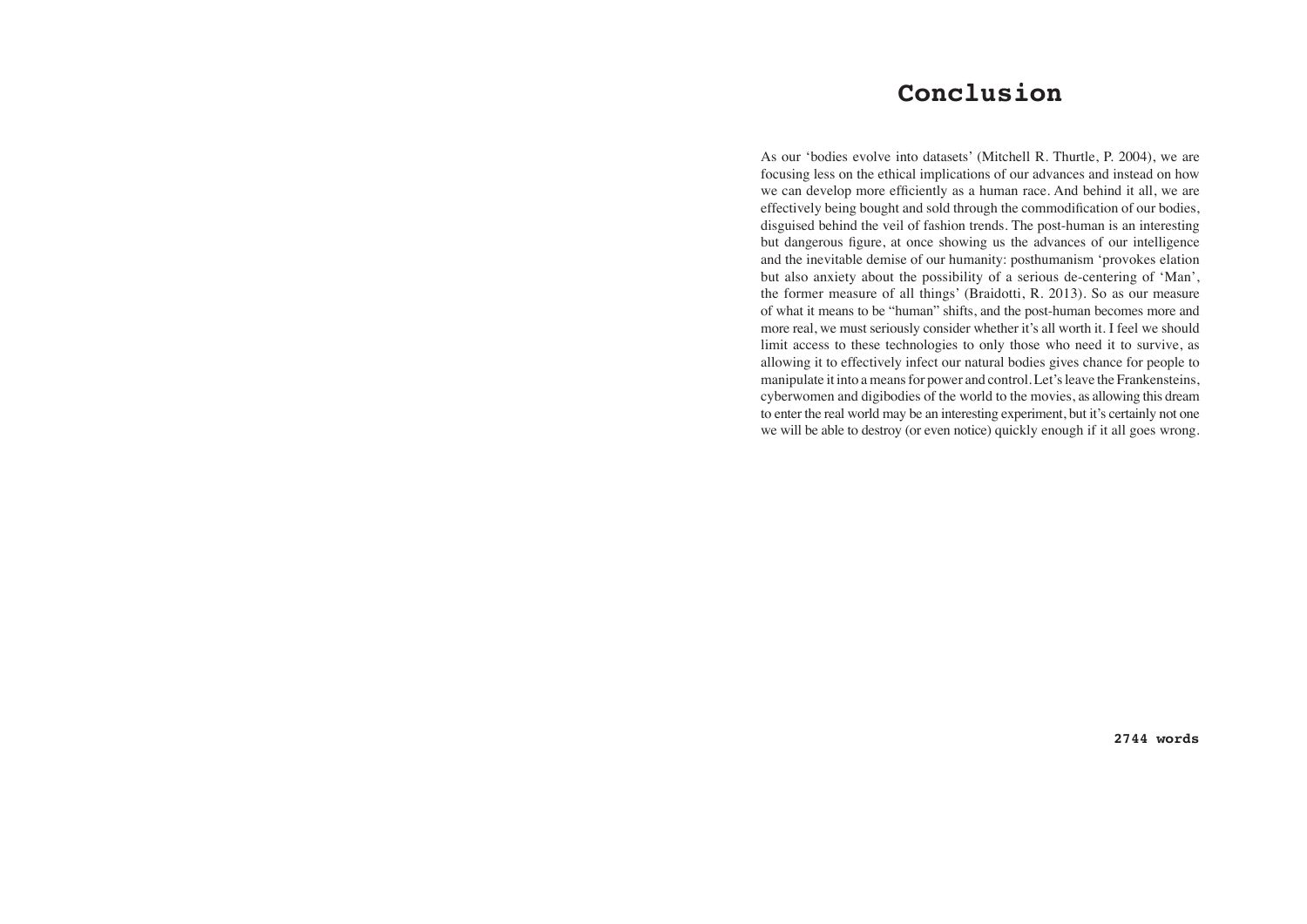# Conclusion

As our 'bodies evolve into datasets' (Mitchell R. Thurtle, P. 2004), we are focusing less on the ethical implications of our advances and instead on how we can develop more efficiently as a human race. And behind it all, we are effectively being bought and sold through the commodification of our bodies, disguised behind the veil of fashion trends. The post-human is an interesting but dangerous figure, at once showing us the advances of our intelligence and the inevitable demise of our humanity: posthumanism 'provokes elation but also anxiety about the possibility of a serious de-centering of 'Man', the former measure of all things' (Braidotti, R. 2013). So as our measure of what it means to be "human" shifts, and the post-human becomes more and more real, we must seriously consider whether it's all worth it. I feel we should limit access to these technologies to only those who need it to survive, as allowing it to effectively infect our natural bodies gives chance for people to manipulate it into a means for power and control. Let's leave the Frankensteins, cyberwomen and digibodies of the world to the movies, as allowing this dream to enter the real world may be an interesting experiment, but it's certainly not one we will be able to destroy (or even notice) quickly enough if it all goes wrong.

**2744 words**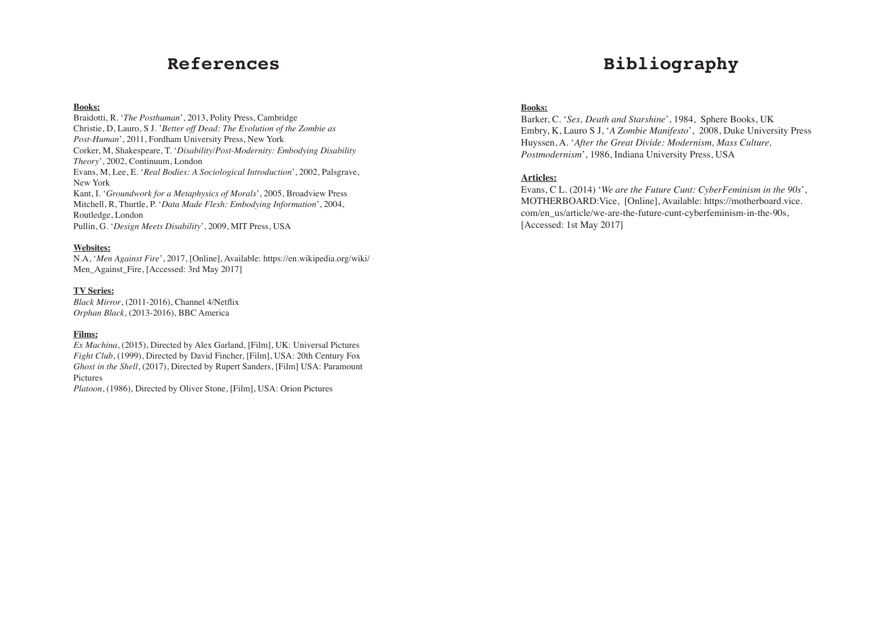# References

**Books:**

Braidotti, R. '*The Posthuman*', 2013, Polity Press, Cambridge
Christie, D, Lauro, S J. '*Better off Dead: The Evolution of the Zombie as Post-Human*', 2011, Fordham University Press, New York
Corker, M, Shakespeare, T. '*Disability/Post-Modernity: Embodying Disability Theory*', 2002, Continuum, London
Evans, M, Lee, E. '*Real Bodies: A Sociological Introduction*', 2002, Palsgrave, New York
Kant, I. '*Groundwork for a Metaphysics of Morals*', 2005, Broadview Press
Mitchell, R, Thurtle, P. '*Data Made Flesh: Embodying Information*', 2004, Routledge, London
Pullin, G. '*Design Meets Disability*', 2009, MIT Press, USA

**Websites:**

N.A, '*Men Against Fire*', 2017, [Online], Available: https://en.wikipedia.org/wiki/Men_Against_Fire, [Accessed: 3rd May 2017]

**TV Series:**

*Black Mirror*, (2011-2016), Channel 4/Netflix
*Orphan Black*, (2013-2016), BBC America

**Films:**

*Ex Machina*, (2015), Directed by Alex Garland, [Film], UK: Universal Pictures
*Fight Club*, (1999), Directed by David Fincher, [Film], USA: 20th Century Fox
*Ghost in the Shell*, (2017), Directed by Rupert Sanders, [Film] USA: Paramount Pictures
*Platoon*, (1986), Directed by Oliver Stone, [Film], USA: Orion Pictures

# Bibliography

**Books:**

Barker, C. '*Sex, Death and Starshine*', 1984, Sphere Books, UK
Embry, K, Lauro S J, '*A Zombie Manifesto*', 2008, Duke University Press
Huyssen, A. '*After the Great Divide: Modernism, Mass Culture, Postmodernism*', 1986, Indiana University Press, USA

**Articles:**

Evans, C L. (2014) '*We are the Future Cunt: CyberFeminism in the 90s*', MOTHERBOARD:Vice, [Online], Available: https://motherboard.vice.com/en_us/article/we-are-the-future-cunt-cyberfeminism-in-the-90s, [Accessed: 1st May 2017]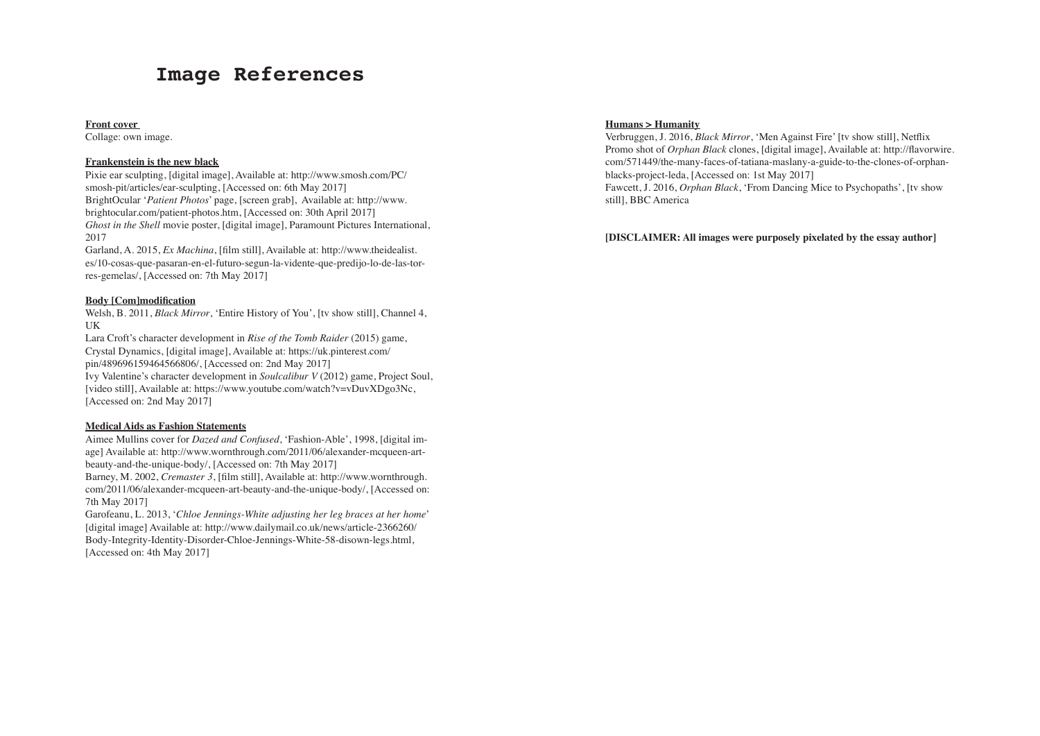# Image References

**Front cover**

Collage: own image.

**Frankenstein is the new black**

Pixie ear sculpting, [digital image], Available at: http://www.smosh.com/PC/smosh-pit/articles/ear-sculpting, [Accessed on: 6th May 2017]
BrightOcular '*Patient Photos*' page, [screen grab], Available at: http://www.brightocular.com/patient-photos.htm, [Accessed on: 30th April 2017]
*Ghost in the Shell* movie poster, [digital image], Paramount Pictures International, 2017
Garland, A. 2015, *Ex Machina*, [film still], Available at: http://www.theidealist.es/10-cosas-que-pasaran-en-el-futuro-segun-la-vidente-que-predijo-lo-de-las-torres-gemelas/, [Accessed on: 7th May 2017]

**Body [Com]modification**

Welsh, B. 2011, *Black Mirror*, 'Entire History of You', [tv show still], Channel 4, UK
Lara Croft's character development in *Rise of the Tomb Raider* (2015) game, Crystal Dynamics, [digital image], Available at: https://uk.pinterest.com/pin/489696159464566806/, [Accessed on: 2nd May 2017]
Ivy Valentine's character development in *Soulcalibur V* (2012) game, Project Soul, [video still], Available at: https://www.youtube.com/watch?v=vDuvXDgo3Nc, [Accessed on: 2nd May 2017]

**Medical Aids as Fashion Statements**

Aimee Mullins cover for *Dazed and Confused*, 'Fashion-Able', 1998, [digital image] Available at: http://www.wornthrough.com/2011/06/alexander-mcqueen-art-beauty-and-the-unique-body/, [Accessed on: 7th May 2017]
Barney, M. 2002, *Cremaster 3*, [film still], Available at: http://www.wornthrough.com/2011/06/alexander-mcqueen-art-beauty-and-the-unique-body/, [Accessed on: 7th May 2017]
Garofeanu, L. 2013, '*Chloe Jennings-White adjusting her leg braces at her home*' [digital image] Available at: http://www.dailymail.co.uk/news/article-2366260/Body-Integrity-Identity-Disorder-Chloe-Jennings-White-58-disown-legs.html, [Accessed on: 4th May 2017]

**Humans > Humanity**

Verbruggen, J. 2016, *Black Mirror*, 'Men Against Fire' [tv show still], Netflix
Promo shot of *Orphan Black* clones, [digital image], Available at: http://flavorwire.com/571449/the-many-faces-of-tatiana-maslany-a-guide-to-the-clones-of-orphan-blacks-project-leda, [Accessed on: 1st May 2017]
Fawcett, J. 2016, *Orphan Black*, 'From Dancing Mice to Psychopaths', [tv show still], BBC America

**[DISCLAIMER: All images were purposely pixelated by the essay author]**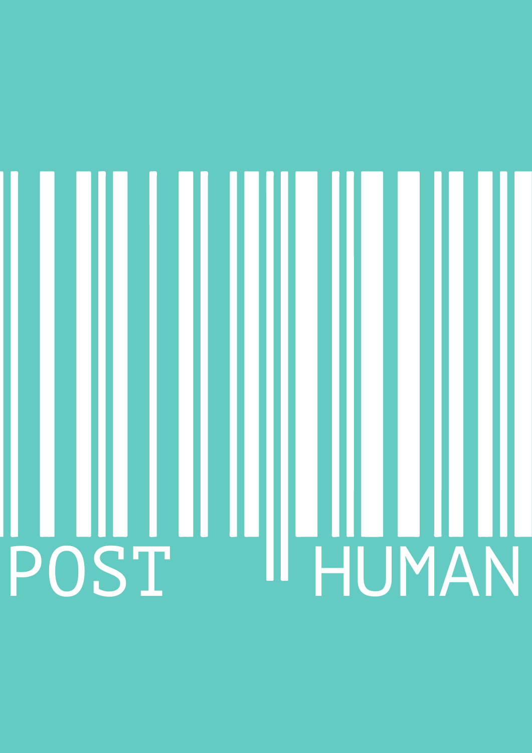POST HUMAN